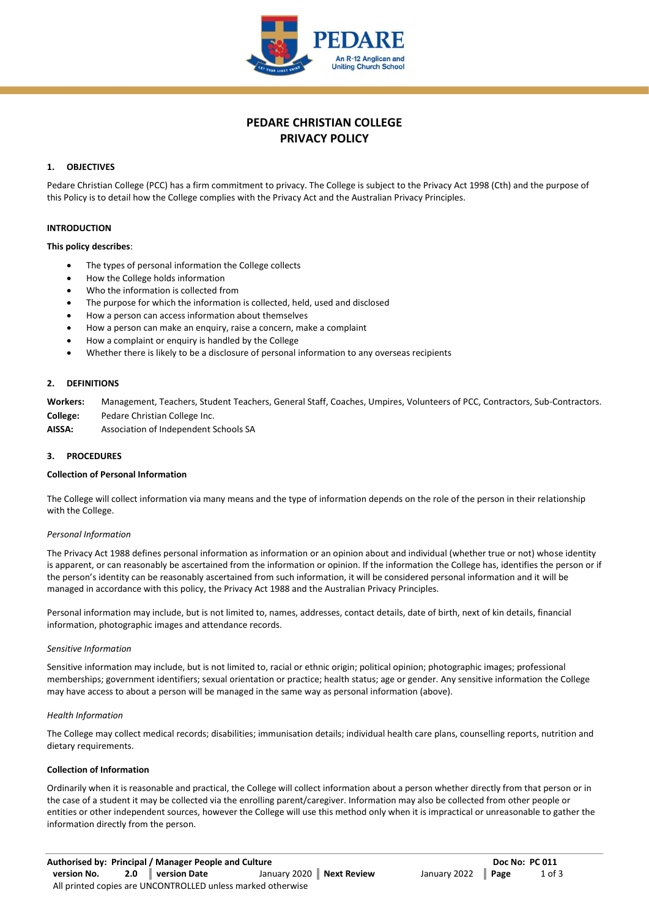# PEDARE CHRISTIAN COLLEGE
# PRIVACY POLICY

## 1. OBJECTIVES

Pedare Christian College (PCC) has a firm commitment to privacy. The College is subject to the Privacy Act 1998 (Cth) and the purpose of this Policy is to detail how the College complies with the Privacy Act and the Australian Privacy Principles.

### INTRODUCTION

**This policy describes**:

- The types of personal information the College collects
- How the College holds information
- Who the information is collected from
- The purpose for which the information is collected, held, used and disclosed
- How a person can access information about themselves
- How a person can make an enquiry, raise a concern, make a complaint
- How a complaint or enquiry is handled by the College
- Whether there is likely to be a disclosure of personal information to any overseas recipients

## 2. DEFINITIONS

**Workers:** Management, Teachers, Student Teachers, General Staff, Coaches, Umpires, Volunteers of PCC, Contractors, Sub-Contractors.

**College:** Pedare Christian College Inc.

**AISSA:** Association of Independent Schools SA

## 3. PROCEDURES

### Collection of Personal Information

The College will collect information via many means and the type of information depends on the role of the person in their relationship with the College.

*Personal Information*

The Privacy Act 1988 defines personal information as information or an opinion about and individual (whether true or not) whose identity is apparent, or can reasonably be ascertained from the information or opinion. If the information the College has, identifies the person or if the person's identity can be reasonably ascertained from such information, it will be considered personal information and it will be managed in accordance with this policy, the Privacy Act 1988 and the Australian Privacy Principles.

Personal information may include, but is not limited to, names, addresses, contact details, date of birth, next of kin details, financial information, photographic images and attendance records.

*Sensitive Information*

Sensitive information may include, but is not limited to, racial or ethnic origin; political opinion; photographic images; professional memberships; government identifiers; sexual orientation or practice; health status; age or gender. Any sensitive information the College may have access to about a person will be managed in the same way as personal information (above).

*Health Information*

The College may collect medical records; disabilities; immunisation details; individual health care plans, counselling reports, nutrition and dietary requirements.

### Collection of Information

Ordinarily when it is reasonable and practical, the College will collect information about a person whether directly from that person or in the case of a student it may be collected via the enrolling parent/caregiver. Information may also be collected from other people or entities or other independent sources, however the College will use this method only when it is impractical or unreasonable to gather the information directly from the person.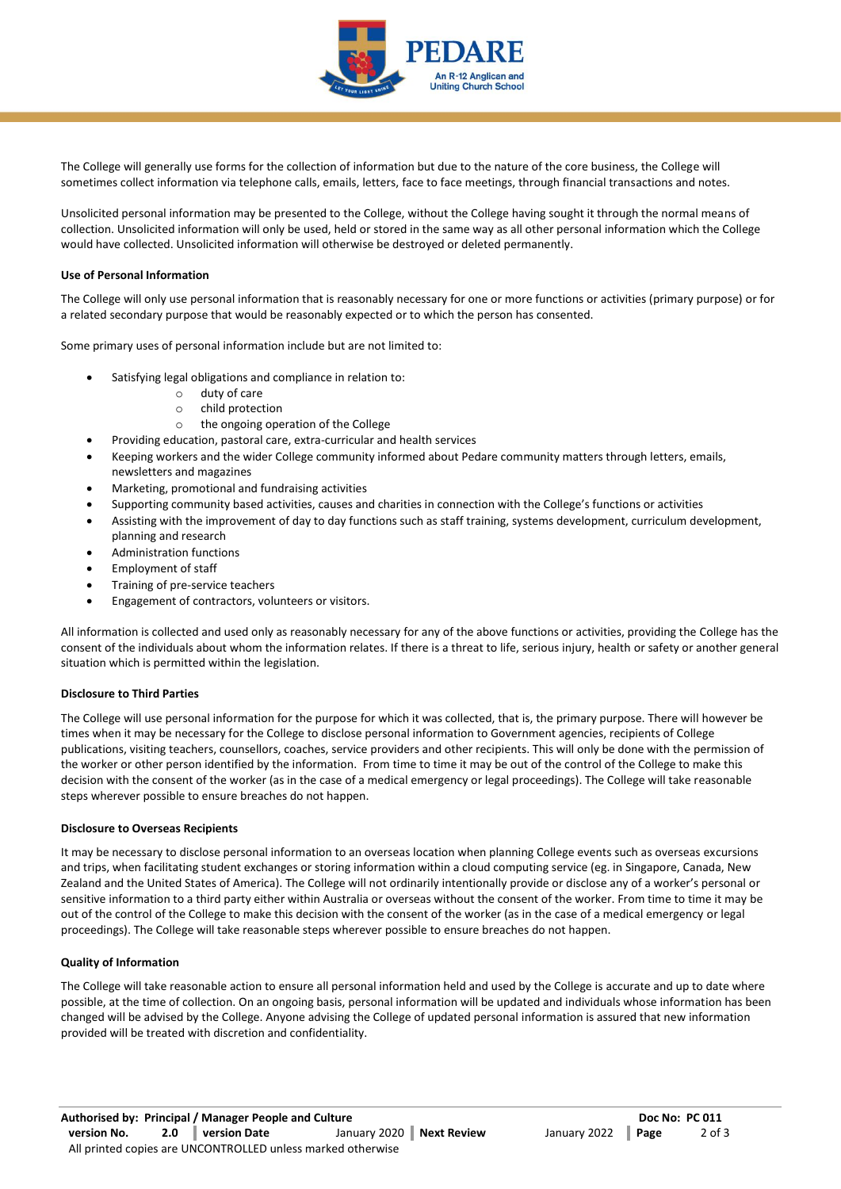The College will generally use forms for the collection of information but due to the nature of the core business, the College will sometimes collect information via telephone calls, emails, letters, face to face meetings, through financial transactions and notes.

Unsolicited personal information may be presented to the College, without the College having sought it through the normal means of collection. Unsolicited information will only be used, held or stored in the same way as all other personal information which the College would have collected. Unsolicited information will otherwise be destroyed or deleted permanently.

**Use of Personal Information**

The College will only use personal information that is reasonably necessary for one or more functions or activities (primary purpose) or for a related secondary purpose that would be reasonably expected or to which the person has consented.

Some primary uses of personal information include but are not limited to:

- Satisfying legal obligations and compliance in relation to:
  - duty of care
  - child protection
  - the ongoing operation of the College
- Providing education, pastoral care, extra-curricular and health services
- Keeping workers and the wider College community informed about Pedare community matters through letters, emails, newsletters and magazines
- Marketing, promotional and fundraising activities
- Supporting community based activities, causes and charities in connection with the College's functions or activities
- Assisting with the improvement of day to day functions such as staff training, systems development, curriculum development, planning and research
- Administration functions
- Employment of staff
- Training of pre-service teachers
- Engagement of contractors, volunteers or visitors.

All information is collected and used only as reasonably necessary for any of the above functions or activities, providing the College has the consent of the individuals about whom the information relates. If there is a threat to life, serious injury, health or safety or another general situation which is permitted within the legislation.

**Disclosure to Third Parties**

The College will use personal information for the purpose for which it was collected, that is, the primary purpose. There will however be times when it may be necessary for the College to disclose personal information to Government agencies, recipients of College publications, visiting teachers, counsellors, coaches, service providers and other recipients. This will only be done with the permission of the worker or other person identified by the information. From time to time it may be out of the control of the College to make this decision with the consent of the worker (as in the case of a medical emergency or legal proceedings). The College will take reasonable steps wherever possible to ensure breaches do not happen.

**Disclosure to Overseas Recipients**

It may be necessary to disclose personal information to an overseas location when planning College events such as overseas excursions and trips, when facilitating student exchanges or storing information within a cloud computing service (eg. in Singapore, Canada, New Zealand and the United States of America). The College will not ordinarily intentionally provide or disclose any of a worker's personal or sensitive information to a third party either within Australia or overseas without the consent of the worker. From time to time it may be out of the control of the College to make this decision with the consent of the worker (as in the case of a medical emergency or legal proceedings). The College will take reasonable steps wherever possible to ensure breaches do not happen.

**Quality of Information**

The College will take reasonable action to ensure all personal information held and used by the College is accurate and up to date where possible, at the time of collection. On an ongoing basis, personal information will be updated and individuals whose information has been changed will be advised by the College. Anyone advising the College of updated personal information is assured that new information provided will be treated with discretion and confidentiality.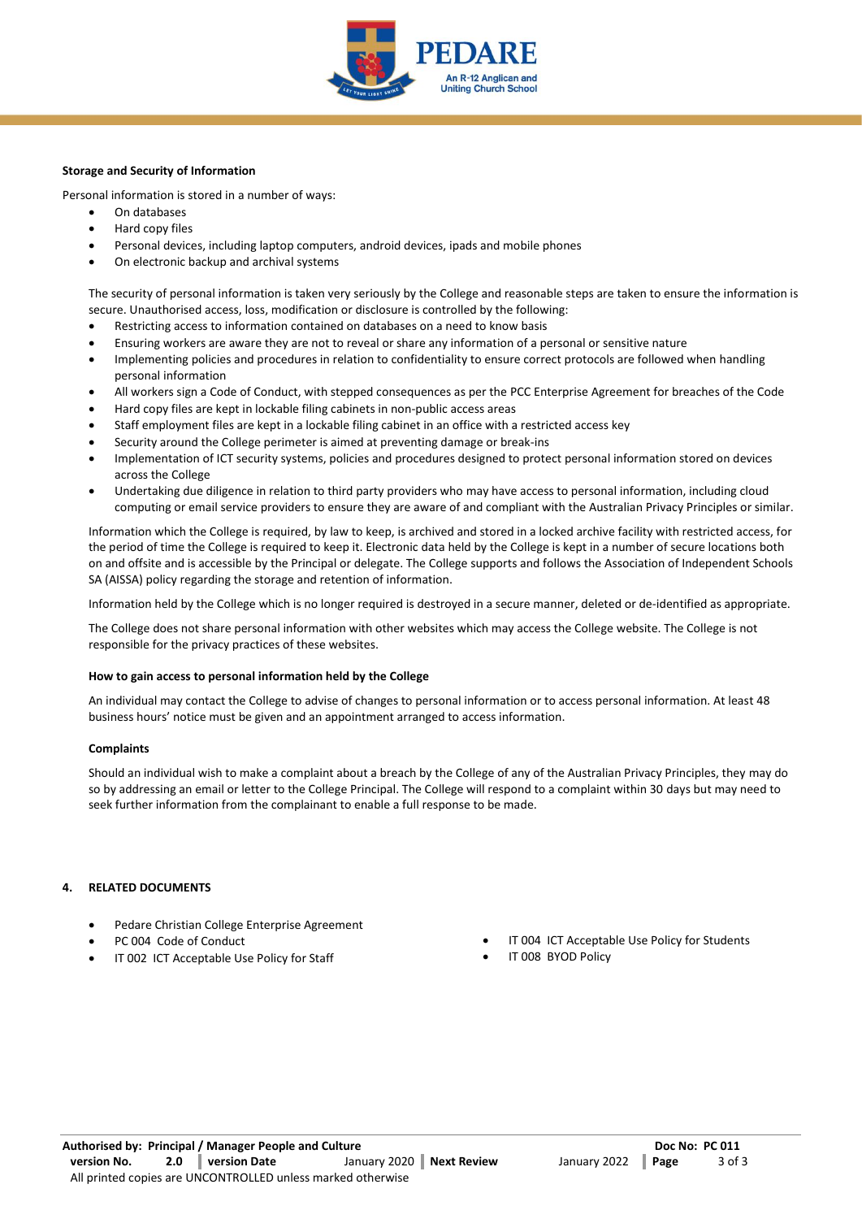**Storage and Security of Information**

Personal information is stored in a number of ways:

- On databases
- Hard copy files
- Personal devices, including laptop computers, android devices, ipads and mobile phones
- On electronic backup and archival systems

The security of personal information is taken very seriously by the College and reasonable steps are taken to ensure the information is secure. Unauthorised access, loss, modification or disclosure is controlled by the following:

- Restricting access to information contained on databases on a need to know basis
- Ensuring workers are aware they are not to reveal or share any information of a personal or sensitive nature
- Implementing policies and procedures in relation to confidentiality to ensure correct protocols are followed when handling personal information
- All workers sign a Code of Conduct, with stepped consequences as per the PCC Enterprise Agreement for breaches of the Code
- Hard copy files are kept in lockable filing cabinets in non-public access areas
- Staff employment files are kept in a lockable filing cabinet in an office with a restricted access key
- Security around the College perimeter is aimed at preventing damage or break-ins
- Implementation of ICT security systems, policies and procedures designed to protect personal information stored on devices across the College
- Undertaking due diligence in relation to third party providers who may have access to personal information, including cloud computing or email service providers to ensure they are aware of and compliant with the Australian Privacy Principles or similar.

Information which the College is required, by law to keep, is archived and stored in a locked archive facility with restricted access, for the period of time the College is required to keep it. Electronic data held by the College is kept in a number of secure locations both on and offsite and is accessible by the Principal or delegate. The College supports and follows the Association of Independent Schools SA (AISSA) policy regarding the storage and retention of information.

Information held by the College which is no longer required is destroyed in a secure manner, deleted or de-identified as appropriate.

The College does not share personal information with other websites which may access the College website. The College is not responsible for the privacy practices of these websites.

**How to gain access to personal information held by the College**

An individual may contact the College to advise of changes to personal information or to access personal information. At least 48 business hours' notice must be given and an appointment arranged to access information.

**Complaints**

Should an individual wish to make a complaint about a breach by the College of any of the Australian Privacy Principles, they may do so by addressing an email or letter to the College Principal. The College will respond to a complaint within 30 days but may need to seek further information from the complainant to enable a full response to be made.

## 4. RELATED DOCUMENTS

- Pedare Christian College Enterprise Agreement
- PC 004 Code of Conduct
- IT 002 ICT Acceptable Use Policy for Staff
- IT 004 ICT Acceptable Use Policy for Students
- IT 008 BYOD Policy